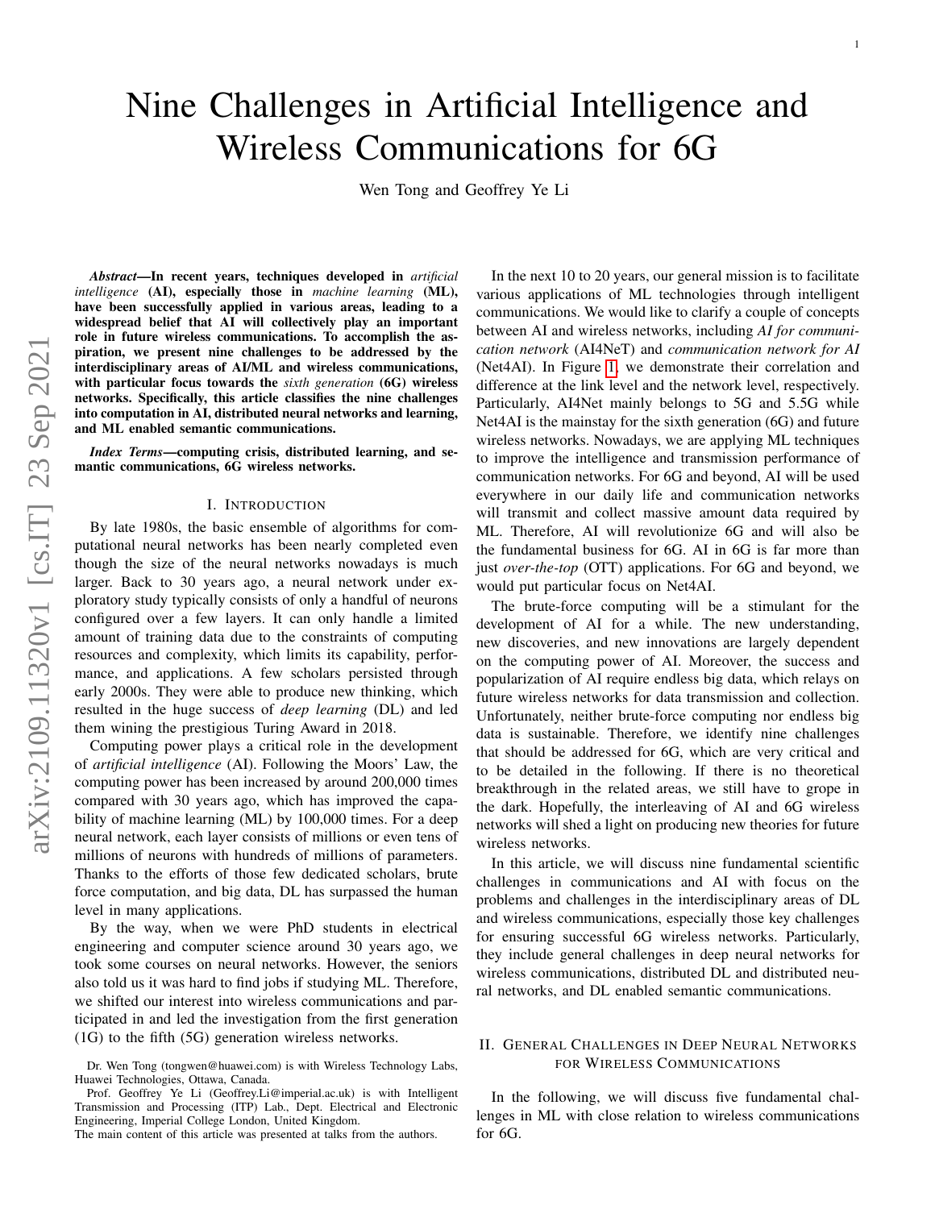# Nine Challenges in Artificial Intelligence and Wireless Communications for 6G

Wen Tong and Geoffrey Ye Li

***Abstract*—In recent years, techniques developed in *artificial intelligence* (AI), especially those in *machine learning* (ML), have been successfully applied in various areas, leading to a widespread belief that AI will collectively play an important role in future wireless communications. To accomplish the aspiration, we present nine challenges to be addressed by the interdisciplinary areas of AI/ML and wireless communications, with particular focus towards the *sixth generation* (6G) wireless networks. Specifically, this article classifies the nine challenges into computation in AI, distributed neural networks and learning, and ML enabled semantic communications.**

***Index Terms*—computing crisis, distributed learning, and semantic communications, 6G wireless networks.**

## I. Introduction

By late 1980s, the basic ensemble of algorithms for computational neural networks has been nearly completed even though the size of the neural networks nowadays is much larger. Back to 30 years ago, a neural network under exploratory study typically consists of only a handful of neurons configured over a few layers. It can only handle a limited amount of training data due to the constraints of computing resources and complexity, which limits its capability, performance, and applications. A few scholars persisted through early 2000s. They were able to produce new thinking, which resulted in the huge success of *deep learning* (DL) and led them wining the prestigious Turing Award in 2018.

Computing power plays a critical role in the development of *artificial intelligence* (AI). Following the Moors' Law, the computing power has been increased by around 200,000 times compared with 30 years ago, which has improved the capability of machine learning (ML) by 100,000 times. For a deep neural network, each layer consists of millions or even tens of millions of neurons with hundreds of millions of parameters. Thanks to the efforts of those few dedicated scholars, brute force computation, and big data, DL has surpassed the human level in many applications.

By the way, when we were PhD students in electrical engineering and computer science around 30 years ago, we took some courses on neural networks. However, the seniors also told us it was hard to find jobs if studying ML. Therefore, we shifted our interest into wireless communications and participated in and led the investigation from the first generation (1G) to the fifth (5G) generation wireless networks.

In the next 10 to 20 years, our general mission is to facilitate various applications of ML technologies through intelligent communications. We would like to clarify a couple of concepts between AI and wireless networks, including *AI for communication network* (AI4NeT) and *communication network for AI* (Net4AI). In Figure 1, we demonstrate their correlation and difference at the link level and the network level, respectively. Particularly, AI4Net mainly belongs to 5G and 5.5G while Net4AI is the mainstay for the sixth generation (6G) and future wireless networks. Nowadays, we are applying ML techniques to improve the intelligence and transmission performance of communication networks. For 6G and beyond, AI will be used everywhere in our daily life and communication networks will transmit and collect massive amount data required by ML. Therefore, AI will revolutionize 6G and will also be the fundamental business for 6G. AI in 6G is far more than just *over-the-top* (OTT) applications. For 6G and beyond, we would put particular focus on Net4AI.

The brute-force computing will be a stimulant for the development of AI for a while. The new understanding, new discoveries, and new innovations are largely dependent on the computing power of AI. Moreover, the success and popularization of AI require endless big data, which relays on future wireless networks for data transmission and collection. Unfortunately, neither brute-force computing nor endless big data is sustainable. Therefore, we identify nine challenges that should be addressed for 6G, which are very critical and to be detailed in the following. If there is no theoretical breakthrough in the related areas, we still have to grope in the dark. Hopefully, the interleaving of AI and 6G wireless networks will shed a light on producing new theories for future wireless networks.

In this article, we will discuss nine fundamental scientific challenges in communications and AI with focus on the problems and challenges in the interdisciplinary areas of DL and wireless communications, especially those key challenges for ensuring successful 6G wireless networks. Particularly, they include general challenges in deep neural networks for wireless communications, distributed DL and distributed neural networks, and DL enabled semantic communications.

## II. General Challenges in Deep Neural Networks for Wireless Communications

In the following, we will discuss five fundamental challenges in ML with close relation to wireless communications for 6G.

---

Dr. Wen Tong (tongwen@huawei.com) is with Wireless Technology Labs, Huawei Technologies, Ottawa, Canada.

Prof. Geoffrey Ye Li (Geoffrey.Li@imperial.ac.uk) is with Intelligent Transmission and Processing (ITP) Lab., Dept. Electrical and Electronic Engineering, Imperial College London, United Kingdom.

The main content of this article was presented at talks from the authors.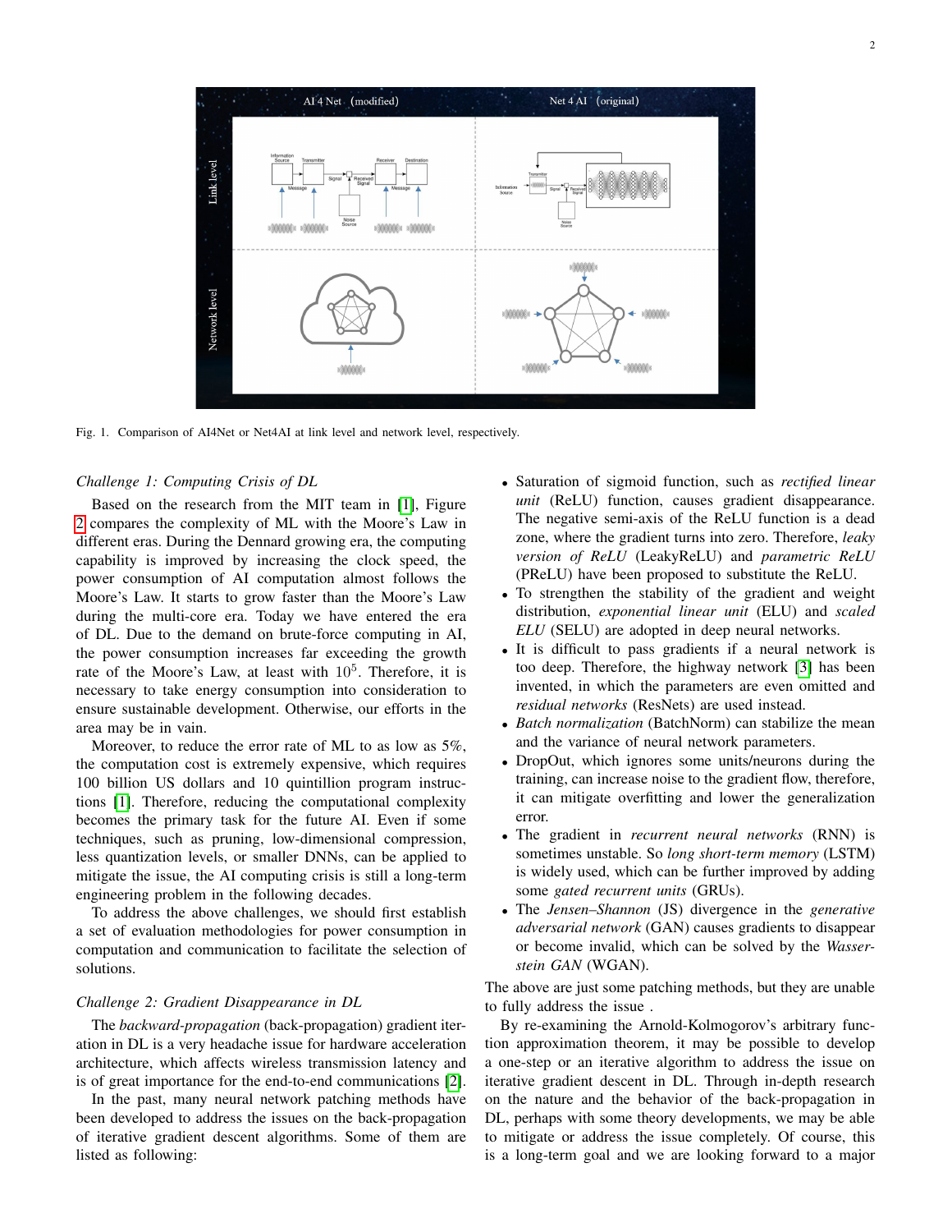Fig. 1. Comparison of AI4Net or Net4AI at link level and network level, respectively.

*Challenge 1: Computing Crisis of DL*

Based on the research from the MIT team in [1], Figure 2 compares the complexity of ML with the Moore's Law in different eras. During the Dennard growing era, the computing capability is improved by increasing the clock speed, the power consumption of AI computation almost follows the Moore's Law. It starts to grow faster than the Moore's Law during the multi-core era. Today we have entered the era of DL. Due to the demand on brute-force computing in AI, the power consumption increases far exceeding the growth rate of the Moore's Law, at least with $10^5$. Therefore, it is necessary to take energy consumption into consideration to ensure sustainable development. Otherwise, our efforts in the area may be in vain.

Moreover, to reduce the error rate of ML to as low as 5%, the computation cost is extremely expensive, which requires 100 billion US dollars and 10 quintillion program instructions [1]. Therefore, reducing the computational complexity becomes the primary task for the future AI. Even if some techniques, such as pruning, low-dimensional compression, less quantization levels, or smaller DNNs, can be applied to mitigate the issue, the AI computing crisis is still a long-term engineering problem in the following decades.

To address the above challenges, we should first establish a set of evaluation methodologies for power consumption in computation and communication to facilitate the selection of solutions.

*Challenge 2: Gradient Disappearance in DL*

The *backward-propagation* (back-propagation) gradient iteration in DL is a very headache issue for hardware acceleration architecture, which affects wireless transmission latency and is of great importance for the end-to-end communications [2].

In the past, many neural network patching methods have been developed to address the issues on the back-propagation of iterative gradient descent algorithms. Some of them are listed as following:

- Saturation of sigmoid function, such as *rectified linear unit* (ReLU) function, causes gradient disappearance. The negative semi-axis of the ReLU function is a dead zone, where the gradient turns into zero. Therefore, *leaky version of ReLU* (LeakyReLU) and *parametric ReLU* (PReLU) have been proposed to substitute the ReLU.
- To strengthen the stability of the gradient and weight distribution, *exponential linear unit* (ELU) and *scaled ELU* (SELU) are adopted in deep neural networks.
- It is difficult to pass gradients if a neural network is too deep. Therefore, the highway network [3] has been invented, in which the parameters are even omitted and *residual networks* (ResNets) are used instead.
- *Batch normalization* (BatchNorm) can stabilize the mean and the variance of neural network parameters.
- DropOut, which ignores some units/neurons during the training, can increase noise to the gradient flow, therefore, it can mitigate overfitting and lower the generalization error.
- The gradient in *recurrent neural networks* (RNN) is sometimes unstable. So *long short-term memory* (LSTM) is widely used, which can be further improved by adding some *gated recurrent units* (GRUs).
- The *Jensen–Shannon* (JS) divergence in the *generative adversarial network* (GAN) causes gradients to disappear or become invalid, which can be solved by the *Wasserstein GAN* (WGAN).

The above are just some patching methods, but they are unable to fully address the issue .

By re-examining the Arnold-Kolmogorov's arbitrary function approximation theorem, it may be possible to develop a one-step or an iterative algorithm to address the issue on iterative gradient descent in DL. Through in-depth research on the nature and the behavior of the back-propagation in DL, perhaps with some theory developments, we may be able to mitigate or address the issue completely. Of course, this is a long-term goal and we are looking forward to a major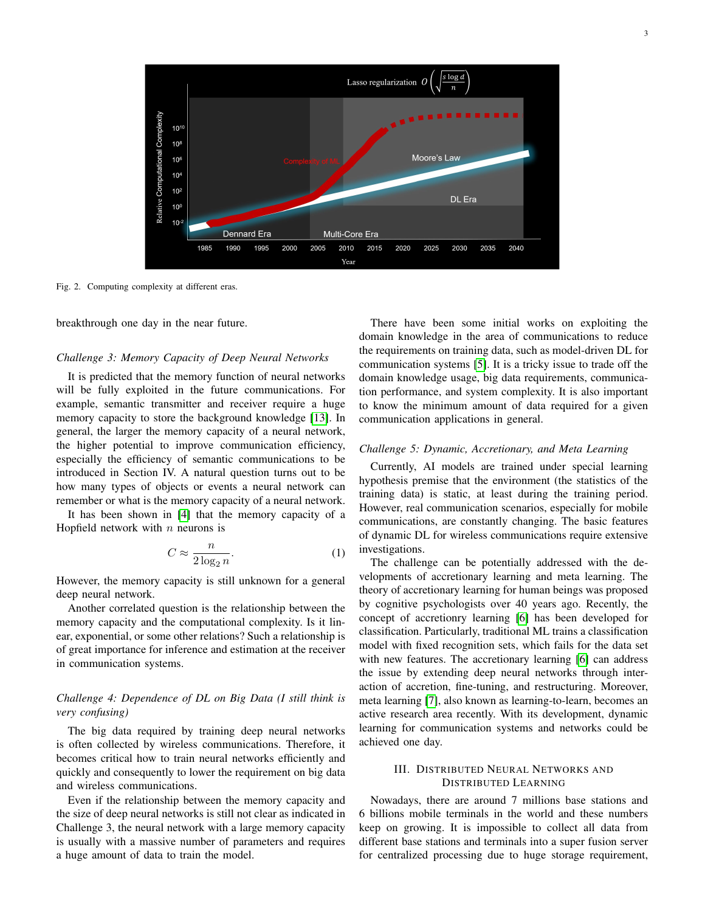Fig. 2. Computing complexity at different eras.

breakthrough one day in the near future.

*Challenge 3: Memory Capacity of Deep Neural Networks*

It is predicted that the memory function of neural networks will be fully exploited in the future communications. For example, semantic transmitter and receiver require a huge memory capacity to store the background knowledge [13]. In general, the larger the memory capacity of a neural network, the higher potential to improve communication efficiency, especially the efficiency of semantic communications to be introduced in Section IV. A natural question turns out to be how many types of objects or events a neural network can remember or what is the memory capacity of a neural network.

It has been shown in [4] that the memory capacity of a Hopfield network with $n$ neurons is

$$C \approx \frac{n}{2\log_2 n}. \tag{1}$$

However, the memory capacity is still unknown for a general deep neural network.

Another correlated question is the relationship between the memory capacity and the computational complexity. Is it linear, exponential, or some other relations? Such a relationship is of great importance for inference and estimation at the receiver in communication systems.

*Challenge 4: Dependence of DL on Big Data (I still think is very confusing)*

The big data required by training deep neural networks is often collected by wireless communications. Therefore, it becomes critical how to train neural networks efficiently and quickly and consequently to lower the requirement on big data and wireless communications.

Even if the relationship between the memory capacity and the size of deep neural networks is still not clear as indicated in Challenge 3, the neural network with a large memory capacity is usually with a massive number of parameters and requires a huge amount of data to train the model.

There have been some initial works on exploiting the domain knowledge in the area of communications to reduce the requirements on training data, such as model-driven DL for communication systems [5]. It is a tricky issue to trade off the domain knowledge usage, big data requirements, communication performance, and system complexity. It is also important to know the minimum amount of data required for a given communication applications in general.

*Challenge 5: Dynamic, Accretionary, and Meta Learning*

Currently, AI models are trained under special learning hypothesis premise that the environment (the statistics of the training data) is static, at least during the training period. However, real communication scenarios, especially for mobile communications, are constantly changing. The basic features of dynamic DL for wireless communications require extensive investigations.

The challenge can be potentially addressed with the developments of accretionary learning and meta learning. The theory of accretionary learning for human beings was proposed by cognitive psychologists over 40 years ago. Recently, the concept of accretionry learning [6] has been developed for classification. Particularly, traditional ML trains a classification model with fixed recognition sets, which fails for the data set with new features. The accretionary learning [6] can address the issue by extending deep neural networks through interaction of accretion, fine-tuning, and restructuring. Moreover, meta learning [7], also known as learning-to-learn, becomes an active research area recently. With its development, dynamic learning for communication systems and networks could be achieved one day.

## III. Distributed Neural Networks and Distributed Learning

Nowadays, there are around 7 millions base stations and 6 billions mobile terminals in the world and these numbers keep on growing. It is impossible to collect all data from different base stations and terminals into a super fusion server for centralized processing due to huge storage requirement,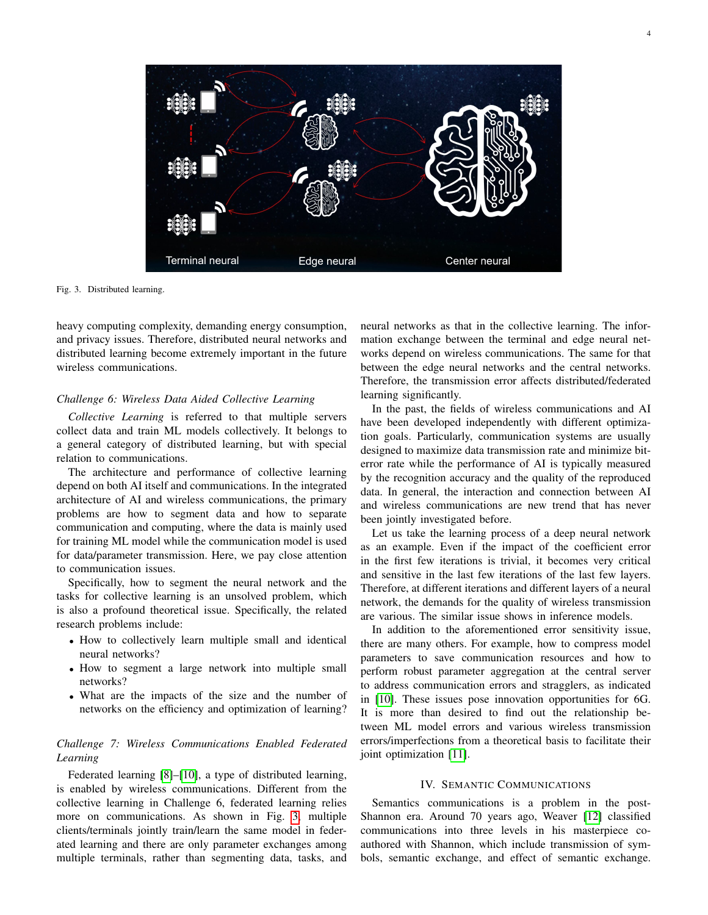Fig. 3. Distributed learning.

heavy computing complexity, demanding energy consumption, and privacy issues. Therefore, distributed neural networks and distributed learning become extremely important in the future wireless communications.

### *Challenge 6: Wireless Data Aided Collective Learning*

*Collective Learning* is referred to that multiple servers collect data and train ML models collectively. It belongs to a general category of distributed learning, but with special relation to communications.

The architecture and performance of collective learning depend on both AI itself and communications. In the integrated architecture of AI and wireless communications, the primary problems are how to segment data and how to separate communication and computing, where the data is mainly used for training ML model while the communication model is used for data/parameter transmission. Here, we pay close attention to communication issues.

Specifically, how to segment the neural network and the tasks for collective learning is an unsolved problem, which is also a profound theoretical issue. Specifically, the related research problems include:

- How to collectively learn multiple small and identical neural networks?
- How to segment a large network into multiple small networks?
- What are the impacts of the size and the number of networks on the efficiency and optimization of learning?

### *Challenge 7: Wireless Communications Enabled Federated Learning*

Federated learning [8]–[10], a type of distributed learning, is enabled by wireless communications. Different from the collective learning in Challenge 6, federated learning relies more on communications. As shown in Fig. 3, multiple clients/terminals jointly train/learn the same model in federated learning and there are only parameter exchanges among multiple terminals, rather than segmenting data, tasks, and neural networks as that in the collective learning. The information exchange between the terminal and edge neural networks depend on wireless communications. The same for that between the edge neural networks and the central networks. Therefore, the transmission error affects distributed/federated learning significantly.

In the past, the fields of wireless communications and AI have been developed independently with different optimization goals. Particularly, communication systems are usually designed to maximize data transmission rate and minimize bit-error rate while the performance of AI is typically measured by the recognition accuracy and the quality of the reproduced data. In general, the interaction and connection between AI and wireless communications are new trend that has never been jointly investigated before.

Let us take the learning process of a deep neural network as an example. Even if the impact of the coefficient error in the first few iterations is trivial, it becomes very critical and sensitive in the last few iterations of the last few layers. Therefore, at different iterations and different layers of a neural network, the demands for the quality of wireless transmission are various. The similar issue shows in inference models.

In addition to the aforementioned error sensitivity issue, there are many others. For example, how to compress model parameters to save communication resources and how to perform robust parameter aggregation at the central server to address communication errors and stragglers, as indicated in [10]. These issues pose innovation opportunities for 6G. It is more than desired to find out the relationship between ML model errors and various wireless transmission errors/imperfections from a theoretical basis to facilitate their joint optimization [11].

## IV. Semantic Communications

Semantics communications is a problem in the post-Shannon era. Around 70 years ago, Weaver [12] classified communications into three levels in his masterpiece co-authored with Shannon, which include transmission of symbols, semantic exchange, and effect of semantic exchange.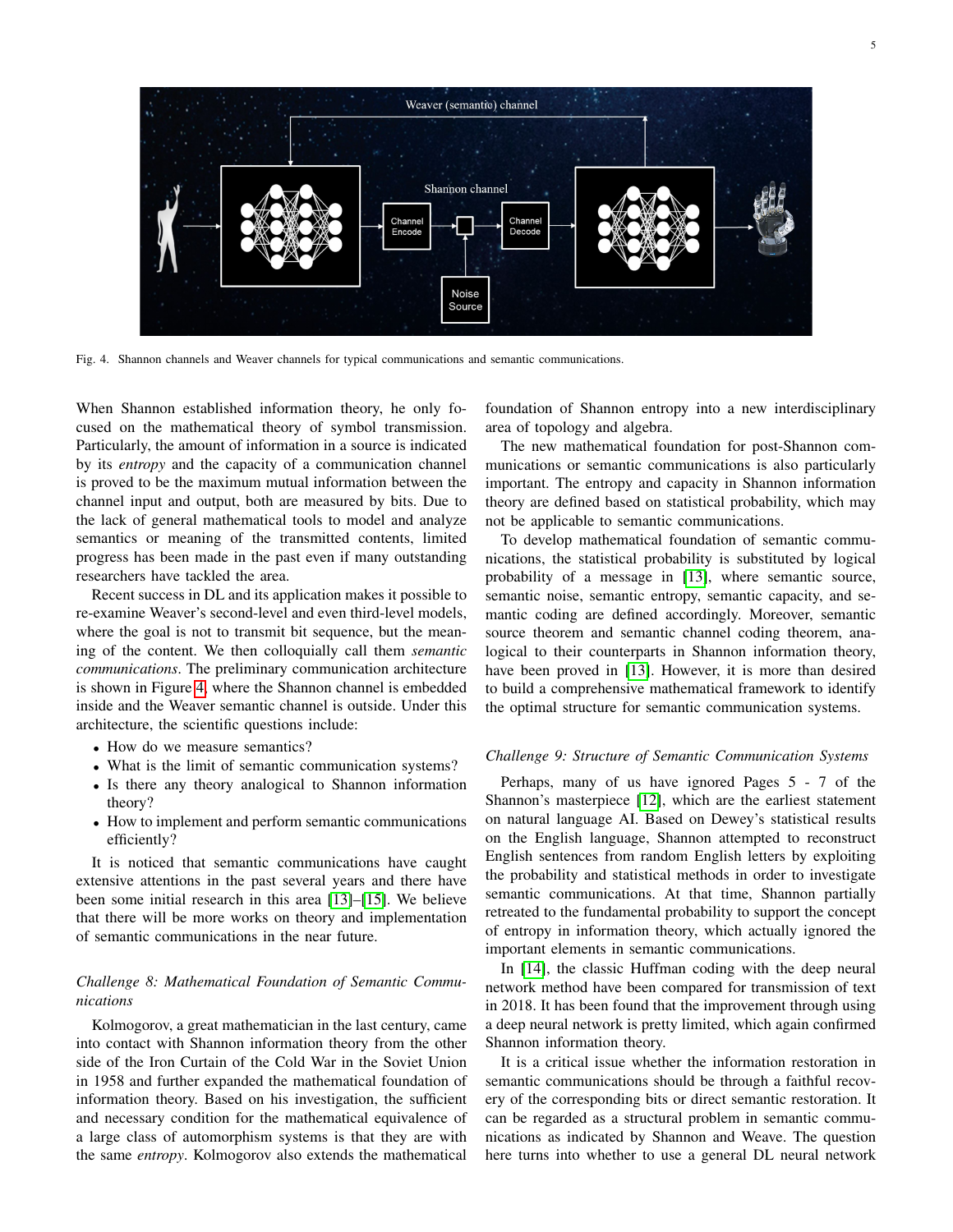Fig. 4. Shannon channels and Weaver channels for typical communications and semantic communications.

When Shannon established information theory, he only focused on the mathematical theory of symbol transmission. Particularly, the amount of information in a source is indicated by its *entropy* and the capacity of a communication channel is proved to be the maximum mutual information between the channel input and output, both are measured by bits. Due to the lack of general mathematical tools to model and analyze semantics or meaning of the transmitted contents, limited progress has been made in the past even if many outstanding researchers have tackled the area.

Recent success in DL and its application makes it possible to re-examine Weaver's second-level and even third-level models, where the goal is not to transmit bit sequence, but the meaning of the content. We then colloquially call them *semantic communications*. The preliminary communication architecture is shown in Figure 4, where the Shannon channel is embedded inside and the Weaver semantic channel is outside. Under this architecture, the scientific questions include:

- How do we measure semantics?
- What is the limit of semantic communication systems?
- Is there any theory analogical to Shannon information theory?
- How to implement and perform semantic communications efficiently?

It is noticed that semantic communications have caught extensive attentions in the past several years and there have been some initial research in this area [13]–[15]. We believe that there will be more works on theory and implementation of semantic communications in the near future.

### *Challenge 8: Mathematical Foundation of Semantic Communications*

Kolmogorov, a great mathematician in the last century, came into contact with Shannon information theory from the other side of the Iron Curtain of the Cold War in the Soviet Union in 1958 and further expanded the mathematical foundation of information theory. Based on his investigation, the sufficient and necessary condition for the mathematical equivalence of a large class of automorphism systems is that they are with the same *entropy*. Kolmogorov also extends the mathematical foundation of Shannon entropy into a new interdisciplinary area of topology and algebra.

The new mathematical foundation for post-Shannon communications or semantic communications is also particularly important. The entropy and capacity in Shannon information theory are defined based on statistical probability, which may not be applicable to semantic communications.

To develop mathematical foundation of semantic communications, the statistical probability is substituted by logical probability of a message in [13], where semantic source, semantic noise, semantic entropy, semantic capacity, and semantic coding are defined accordingly. Moreover, semantic source theorem and semantic channel coding theorem, analogical to their counterparts in Shannon information theory, have been proved in [13]. However, it is more than desired to build a comprehensive mathematical framework to identify the optimal structure for semantic communication systems.

### *Challenge 9: Structure of Semantic Communication Systems*

Perhaps, many of us have ignored Pages 5 - 7 of the Shannon's masterpiece [12], which are the earliest statement on natural language AI. Based on Dewey's statistical results on the English language, Shannon attempted to reconstruct English sentences from random English letters by exploiting the probability and statistical methods in order to investigate semantic communications. At that time, Shannon partially retreated to the fundamental probability to support the concept of entropy in information theory, which actually ignored the important elements in semantic communications.

In [14], the classic Huffman coding with the deep neural network method have been compared for transmission of text in 2018. It has been found that the improvement through using a deep neural network is pretty limited, which again confirmed Shannon information theory.

It is a critical issue whether the information restoration in semantic communications should be through a faithful recovery of the corresponding bits or direct semantic restoration. It can be regarded as a structural problem in semantic communications as indicated by Shannon and Weave. The question here turns into whether to use a general DL neural network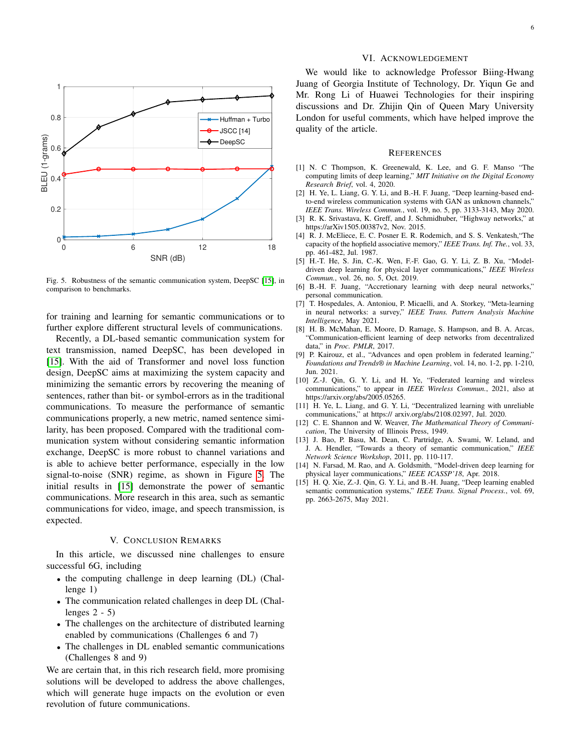1
0.8
0.6
0.4
0.2
0
BLEU (1-grams)
0
6
12
18
SNR (dB)
Huffman + Turbo
JSCC [14]
DeepSC

Fig. 5. Robustness of the semantic communication system, DeepSC [15], in comparison to benchmarks.

for training and learning for semantic communications or to further explore different structural levels of communications.

Recently, a DL-based semantic communication system for text transmission, named DeepSC, has been developed in [15]. With the aid of Transformer and novel loss function design, DeepSC aims at maximizing the system capacity and minimizing the semantic errors by recovering the meaning of sentences, rather than bit- or symbol-errors as in the traditional communications. To measure the performance of semantic communications properly, a new metric, named sentence similarity, has been proposed. Compared with the traditional communication system without considering semantic information exchange, DeepSC is more robust to channel variations and is able to achieve better performance, especially in the low signal-to-noise (SNR) regime, as shown in Figure 5. The initial results in [15] demonstrate the power of semantic communications. More research in this area, such as semantic communications for video, image, and speech transmission, is expected.

## V. Conclusion Remarks

In this article, we discussed nine challenges to ensure successful 6G, including

- the computing challenge in deep learning (DL) (Challenge 1)
- The communication related challenges in deep DL (Challenges 2 - 5)
- The challenges on the architecture of distributed learning enabled by communications (Challenges 6 and 7)
- The challenges in DL enabled semantic communications (Challenges 8 and 9)

We are certain that, in this rich research field, more promising solutions will be developed to address the above challenges, which will generate huge impacts on the evolution or even revolution of future communications.

## VI. Acknowledgement

We would like to acknowledge Professor Biing-Hwang Juang of Georgia Institute of Technology, Dr. Yiqun Ge and Mr. Rong Li of Huawei Technologies for their inspiring discussions and Dr. Zhijin Qin of Queen Mary University London for useful comments, which have helped improve the quality of the article.

## References

[1] N. C Thompson, K. Greenewald, K. Lee, and G. F. Manso "The computing limits of deep learning," *MIT Initiative on the Digital Economy Research Brief*, vol. 4, 2020.

[2] H. Ye, L. Liang, G. Y. Li, and B.-H. F. Juang, "Deep learning-based end-to-end wireless communication systems with GAN as unknown channels," *IEEE Trans. Wireless Commun.*, vol. 19, no. 5, pp. 3133-3143, May 2020.

[3] R. K. Srivastava, K. Greff, and J. Schmidhuber, "Highway networks," at https://arXiv1505.00387v2, Nov. 2015.

[4] R. J. McEliece, E. C. Posner E. R. Rodemich, and S. S. Venkatesh,"The capacity of the hopfield associative memory," *IEEE Trans. Inf. The.*, vol. 33, pp. 461-482, Jul. 1987.

[5] H.-T. He, S. Jin, C.-K. Wen, F.-F. Gao, G. Y. Li, Z. B. Xu, "Model-driven deep learning for physical layer communications," *IEEE Wireless Commun.*, vol. 26, no. 5, Oct. 2019.

[6] B.-H. F. Juang, "Accretionary learning with deep neural networks," personal communication.

[7] T. Hospedales, A. Antoniou, P. Micaelli, and A. Storkey, "Meta-learning in neural networks: a survey," *IEEE Trans. Pattern Analysis Machine Intelligence*, May 2021.

[8] H. B. McMahan, E. Moore, D. Ramage, S. Hampson, and B. A. Arcas, "Communication-efficient learning of deep networks from decentralized data," in *Proc. PMLR*, 2017.

[9] P. Kairouz, et al., "Advances and open problem in federated learning," *Foundations and Trends® in Machine Learning*, vol. 14, no. 1-2, pp. 1-210, Jun. 2021.

[10] Z.-J. Qin, G. Y. Li, and H. Ye, "Federated learning and wireless communications," to appear in *IEEE Wireless Commun.*, 2021, also at https://arxiv.org/abs/2005.05265.

[11] H. Ye, L. Liang, and G. Y. Li, "Decentralized learning with unreliable communications," at https:// arxiv.org/abs/2108.02397, Jul. 2020.

[12] C. E. Shannon and W. Weaver, *The Mathematical Theory of Communication*, The University of Illinois Press, 1949.

[13] J. Bao, P. Basu, M. Dean, C. Partridge, A. Swami, W. Leland, and J. A. Hendler, "Towards a theory of semantic communication," *IEEE Network Science Workshop*, 2011, pp. 110-117.

[14] N. Farsad, M. Rao, and A. Goldsmith, "Model-driven deep learning for physical layer communications," *IEEE ICASSP'18*, Apr. 2018.

[15] H. Q. Xie, Z.-J. Qin, G. Y. Li, and B.-H. Juang, "Deep learning enabled semantic communication systems," *IEEE Trans. Signal Process.*, vol. 69, pp. 2663-2675, May 2021.